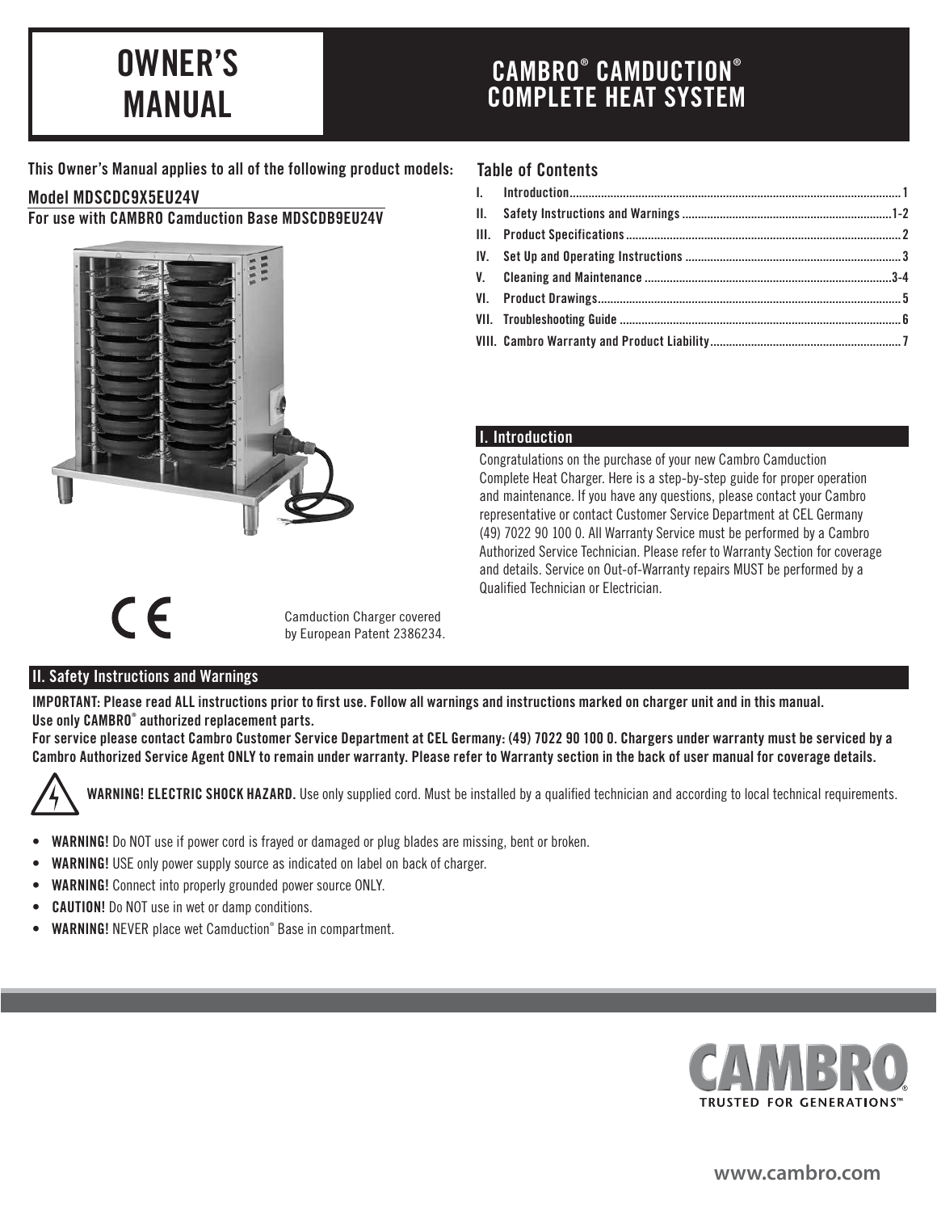# OWNER'S MANUAL

# CAMBRO® CAMDUCTION® COMPLETE HEAT SYSTEM

**This Owner's Manual applies to all of the following product models:**

**Model MDSCDC9X5EU24V**

**For use with CAMBRO Camduction Base MDSCDB9EU24V**

CE

Camduction Charger covered by European Patent 2386234.

## Table of Contents

| | | |
|---|---|---|
| I. | Introduction | 1 |
| II. | Safety Instructions and Warnings | 1-2 |
| III. | Product Specifications | 2 |
| IV. | Set Up and Operating Instructions | 3 |
| V. | Cleaning and Maintenance | 3-4 |
| VI. | Product Drawings | 5 |
| VII. | Troubleshooting Guide | 6 |
| VIII. | Cambro Warranty and Product Liability | 7 |

## I. Introduction

Congratulations on the purchase of your new Cambro Camduction Complete Heat Charger. Here is a step-by-step guide for proper operation and maintenance. If you have any questions, please contact your Cambro representative or contact Customer Service Department at CEL Germany (49) 7022 90 100 0. All Warranty Service must be performed by a Cambro Authorized Service Technician. Please refer to Warranty Section for coverage and details. Service on Out-of-Warranty repairs MUST be performed by a Qualified Technician or Electrician.

## II. Safety Instructions and Warnings

**IMPORTANT: Please read ALL instructions prior to first use. Follow all warnings and instructions marked on charger unit and in this manual. Use only CAMBRO® authorized replacement parts.**

**For service please contact Cambro Customer Service Department at CEL Germany: (49) 7022 90 100 0. Chargers under warranty must be serviced by a Cambro Authorized Service Agent ONLY to remain under warranty. Please refer to Warranty section in the back of user manual for coverage details.**

**WARNING! ELECTRIC SHOCK HAZARD.** Use only supplied cord. Must be installed by a qualified technician and according to local technical requirements.

- **WARNING!** Do NOT use if power cord is frayed or damaged or plug blades are missing, bent or broken.
- **WARNING!** USE only power supply source as indicated on label on back of charger.
- **WARNING!** Connect into properly grounded power source ONLY.
- **CAUTION!** Do NOT use in wet or damp conditions.
- **WARNING!** NEVER place wet Camduction® Base in compartment.

CAMBRO
TRUSTED FOR GENERATIONS™

www.cambro.com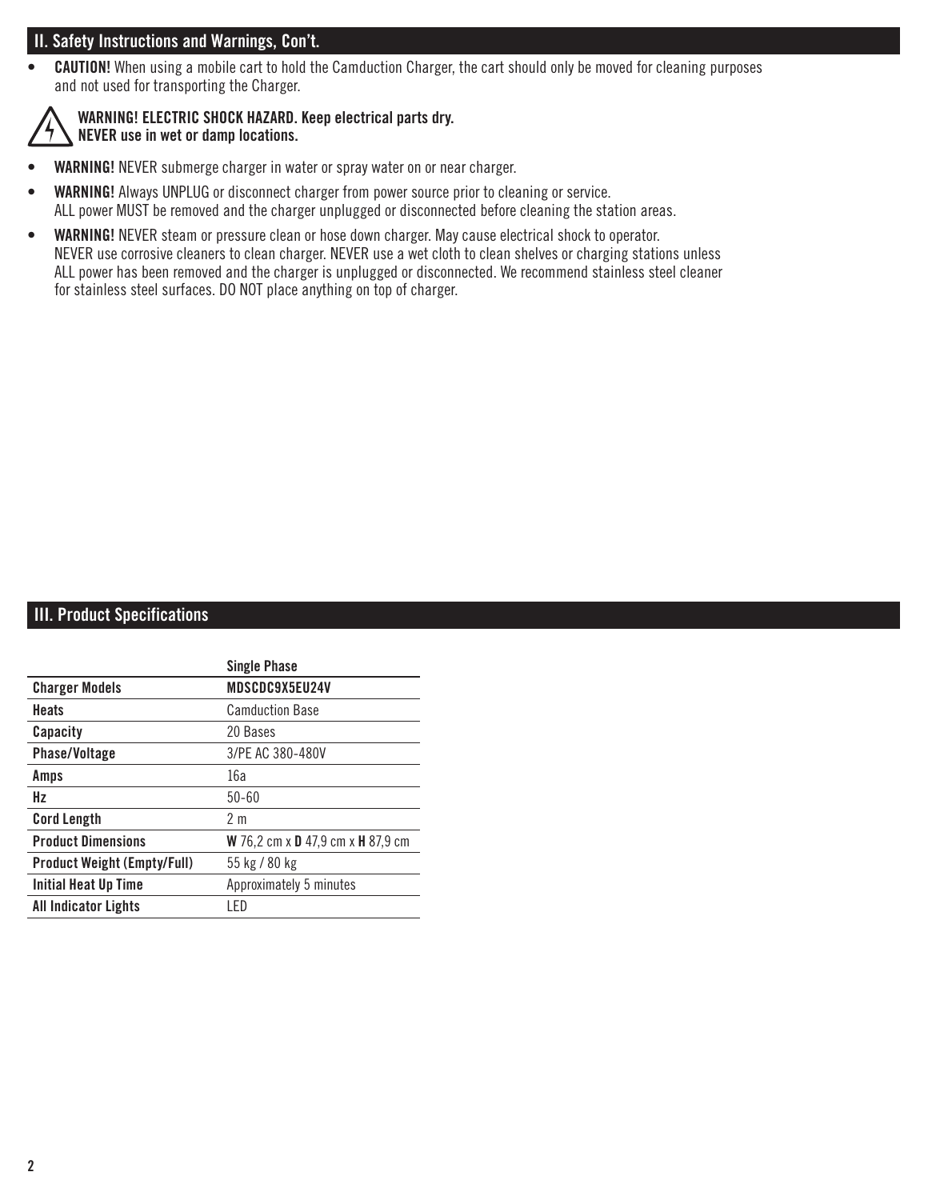## II. Safety Instructions and Warnings, Con't.

- **CAUTION!** When using a mobile cart to hold the Camduction Charger, the cart should only be moved for cleaning purposes and not used for transporting the Charger.

**WARNING! ELECTRIC SHOCK HAZARD. Keep electrical parts dry. NEVER use in wet or damp locations.**

- **WARNING!** NEVER submerge charger in water or spray water on or near charger.
- **WARNING!** Always UNPLUG or disconnect charger from power source prior to cleaning or service. ALL power MUST be removed and the charger unplugged or disconnected before cleaning the station areas.
- **WARNING!** NEVER steam or pressure clean or hose down charger. May cause electrical shock to operator. NEVER use corrosive cleaners to clean charger. NEVER use a wet cloth to clean shelves or charging stations unless ALL power has been removed and the charger is unplugged or disconnected. We recommend stainless steel cleaner for stainless steel surfaces. DO NOT place anything on top of charger.

## III. Product Specifications

| | **Single Phase** |
|---|---|
| **Charger Models** | **MDSCDC9X5EU24V** |
| **Heats** | Camduction Base |
| **Capacity** | 20 Bases |
| **Phase/Voltage** | 3/PE AC 380-480V |
| **Amps** | 16a |
| **Hz** | 50-60 |
| **Cord Length** | 2 m |
| **Product Dimensions** | **W** 76,2 cm x **D** 47,9 cm x **H** 87,9 cm |
| **Product Weight (Empty/Full)** | 55 kg / 80 kg |
| **Initial Heat Up Time** | Approximately 5 minutes |
| **All Indicator Lights** | LED |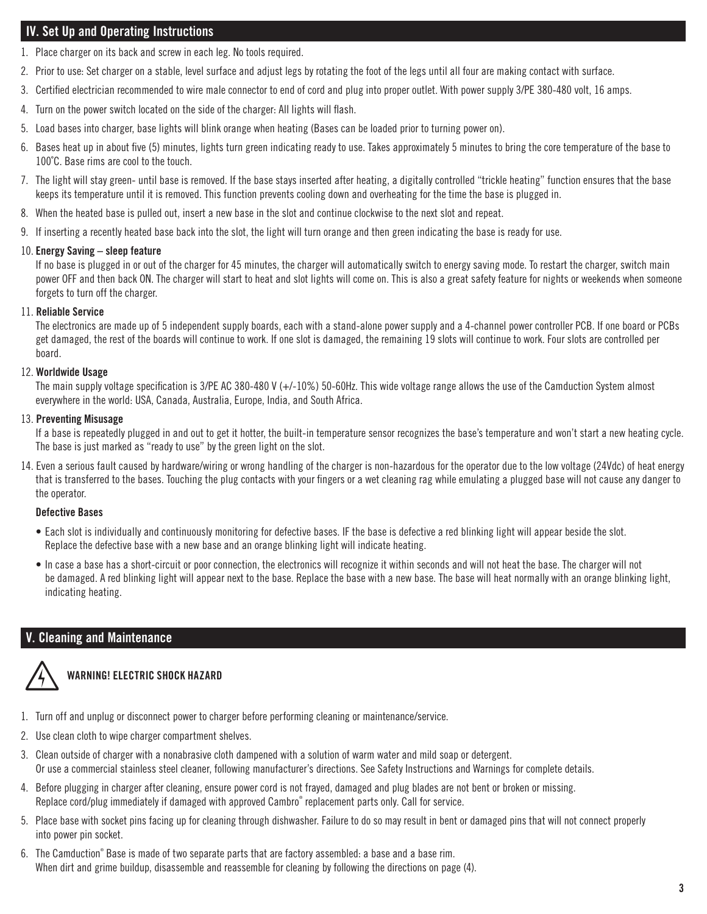## IV. Set Up and Operating Instructions

1. Place charger on its back and screw in each leg. No tools required.
2. Prior to use: Set charger on a stable, level surface and adjust legs by rotating the foot of the legs until all four are making contact with surface.
3. Certified electrician recommended to wire male connector to end of cord and plug into proper outlet. With power supply 3/PE 380-480 volt, 16 amps.
4. Turn on the power switch located on the side of the charger: All lights will flash.
5. Load bases into charger, base lights will blink orange when heating (Bases can be loaded prior to turning power on).
6. Bases heat up in about five (5) minutes, lights turn green indicating ready to use. Takes approximately 5 minutes to bring the core temperature of the base to 100˚C. Base rims are cool to the touch.
7. The light will stay green- until base is removed. If the base stays inserted after heating, a digitally controlled "trickle heating" function ensures that the base keeps its temperature until it is removed. This function prevents cooling down and overheating for the time the base is plugged in.
8. When the heated base is pulled out, insert a new base in the slot and continue clockwise to the next slot and repeat.
9. If inserting a recently heated base back into the slot, the light will turn orange and then green indicating the base is ready for use.
10. **Energy Saving – sleep feature**
    If no base is plugged in or out of the charger for 45 minutes, the charger will automatically switch to energy saving mode. To restart the charger, switch main power OFF and then back ON. The charger will start to heat and slot lights will come on. This is also a great safety feature for nights or weekends when someone forgets to turn off the charger.
11. **Reliable Service**
    The electronics are made up of 5 independent supply boards, each with a stand-alone power supply and a 4-channel power controller PCB. If one board or PCBs get damaged, the rest of the boards will continue to work. If one slot is damaged, the remaining 19 slots will continue to work. Four slots are controlled per board.
12. **Worldwide Usage**
    The main supply voltage specification is 3/PE AC 380-480 V (+/-10%) 50-60Hz. This wide voltage range allows the use of the Camduction System almost everywhere in the world: USA, Canada, Australia, Europe, India, and South Africa.
13. **Preventing Misusage**
    If a base is repeatedly plugged in and out to get it hotter, the built-in temperature sensor recognizes the base's temperature and won't start a new heating cycle. The base is just marked as "ready to use" by the green light on the slot.
14. Even a serious fault caused by hardware/wiring or wrong handling of the charger is non-hazardous for the operator due to the low voltage (24Vdc) of heat energy that is transferred to the bases. Touching the plug contacts with your fingers or a wet cleaning rag while emulating a plugged base will not cause any danger to the operator.

    **Defective Bases**

    - Each slot is individually and continuously monitoring for defective bases. IF the base is defective a red blinking light will appear beside the slot. Replace the defective base with a new base and an orange blinking light will indicate heating.
    - In case a base has a short-circuit or poor connection, the electronics will recognize it within seconds and will not heat the base. The charger will not be damaged. A red blinking light will appear next to the base. Replace the base with a new base. The base will heat normally with an orange blinking light, indicating heating.

## V. Cleaning and Maintenance

**WARNING! ELECTRIC SHOCK HAZARD**

1. Turn off and unplug or disconnect power to charger before performing cleaning or maintenance/service.
2. Use clean cloth to wipe charger compartment shelves.
3. Clean outside of charger with a nonabrasive cloth dampened with a solution of warm water and mild soap or detergent.
   Or use a commercial stainless steel cleaner, following manufacturer's directions. See Safety Instructions and Warnings for complete details.
4. Before plugging in charger after cleaning, ensure power cord is not frayed, damaged and plug blades are not bent or broken or missing.
   Replace cord/plug immediately if damaged with approved Cambro® replacement parts only. Call for service.
5. Place base with socket pins facing up for cleaning through dishwasher. Failure to do so may result in bent or damaged pins that will not connect properly into power pin socket.
6. The Camduction® Base is made of two separate parts that are factory assembled: a base and a base rim.
   When dirt and grime buildup, disassemble and reassemble for cleaning by following the directions on page (4).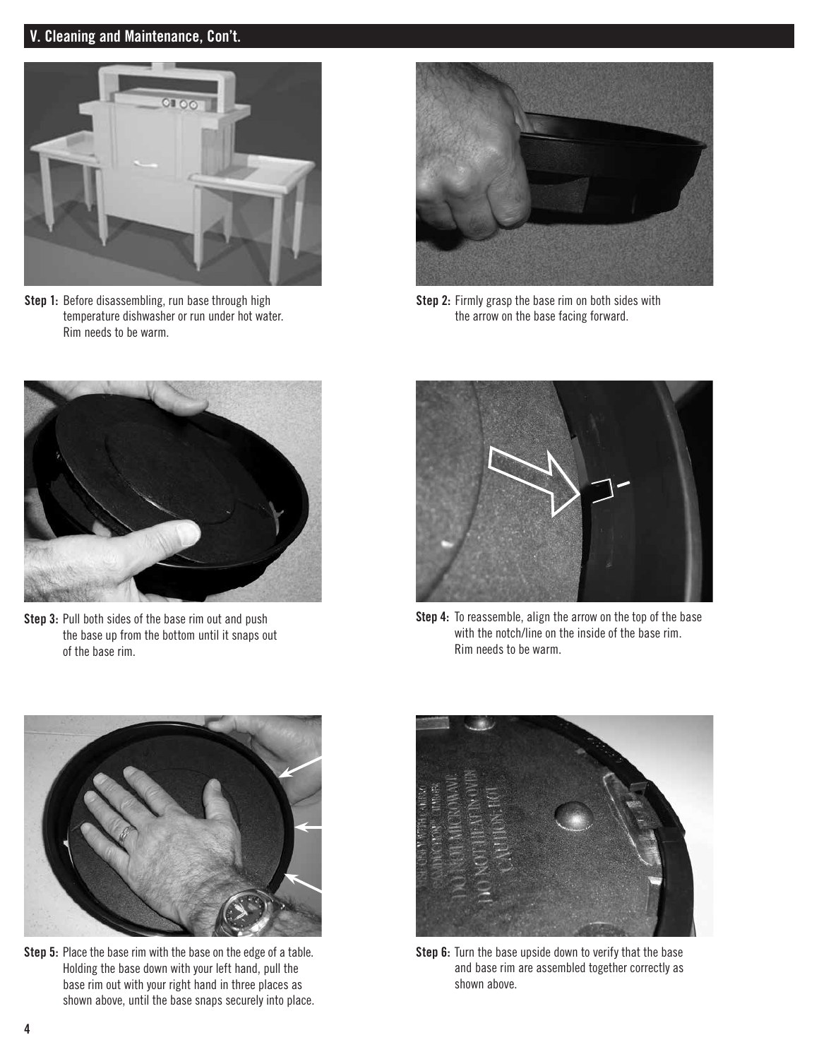## V. Cleaning and Maintenance, Con't.

**Step 1:** Before disassembling, run base through high temperature dishwasher or run under hot water. Rim needs to be warm.

**Step 2:** Firmly grasp the base rim on both sides with the arrow on the base facing forward.

**Step 3:** Pull both sides of the base rim out and push the base up from the bottom until it snaps out of the base rim.

**Step 4:** To reassemble, align the arrow on the top of the base with the notch/line on the inside of the base rim. Rim needs to be warm.

**Step 5:** Place the base rim with the base on the edge of a table. Holding the base down with your left hand, pull the base rim out with your right hand in three places as shown above, until the base snaps securely into place.

**Step 6:** Turn the base upside down to verify that the base and base rim are assembled together correctly as shown above.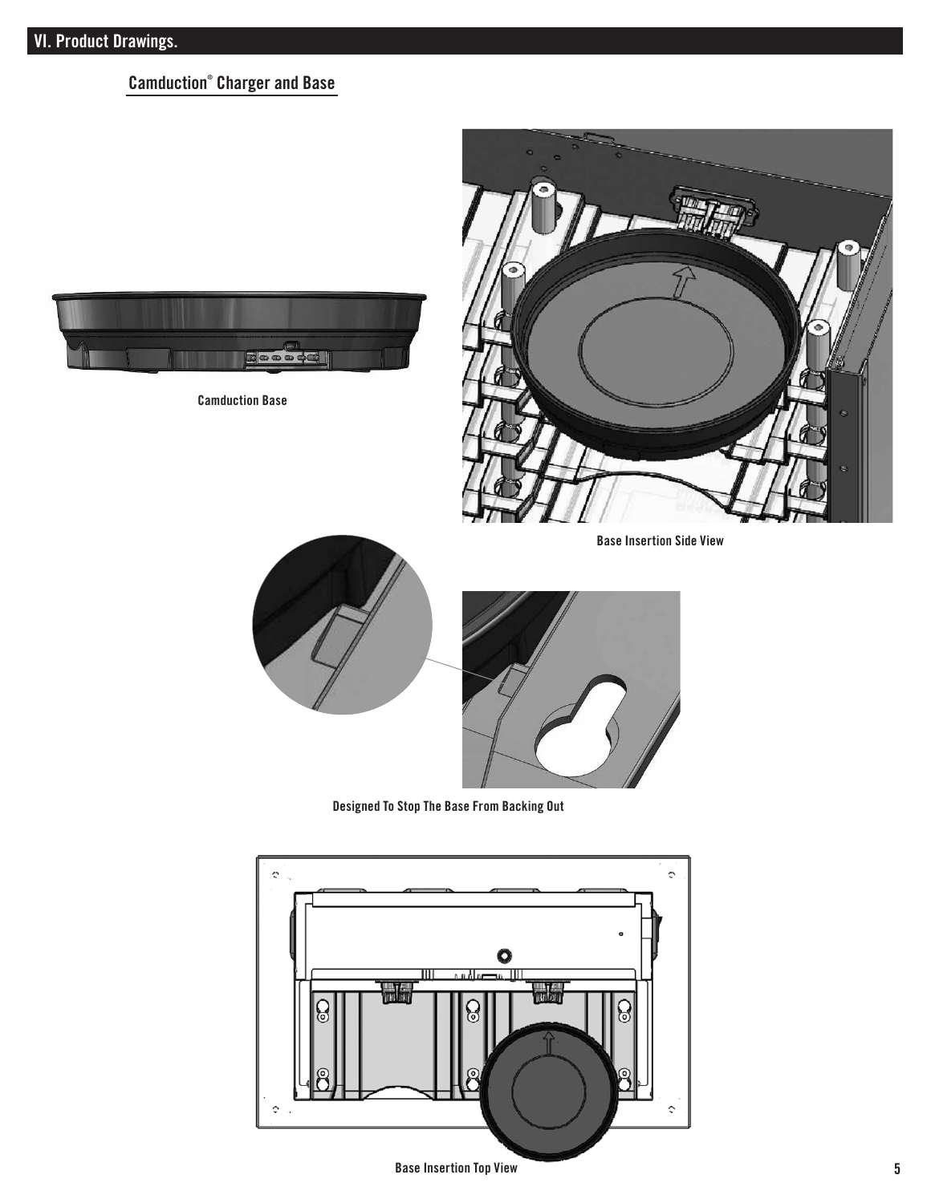## VI. Product Drawings.

### Camduction® Charger and Base

Camduction Base

Base Insertion Side View

Designed To Stop The Base From Backing Out

Base Insertion Top View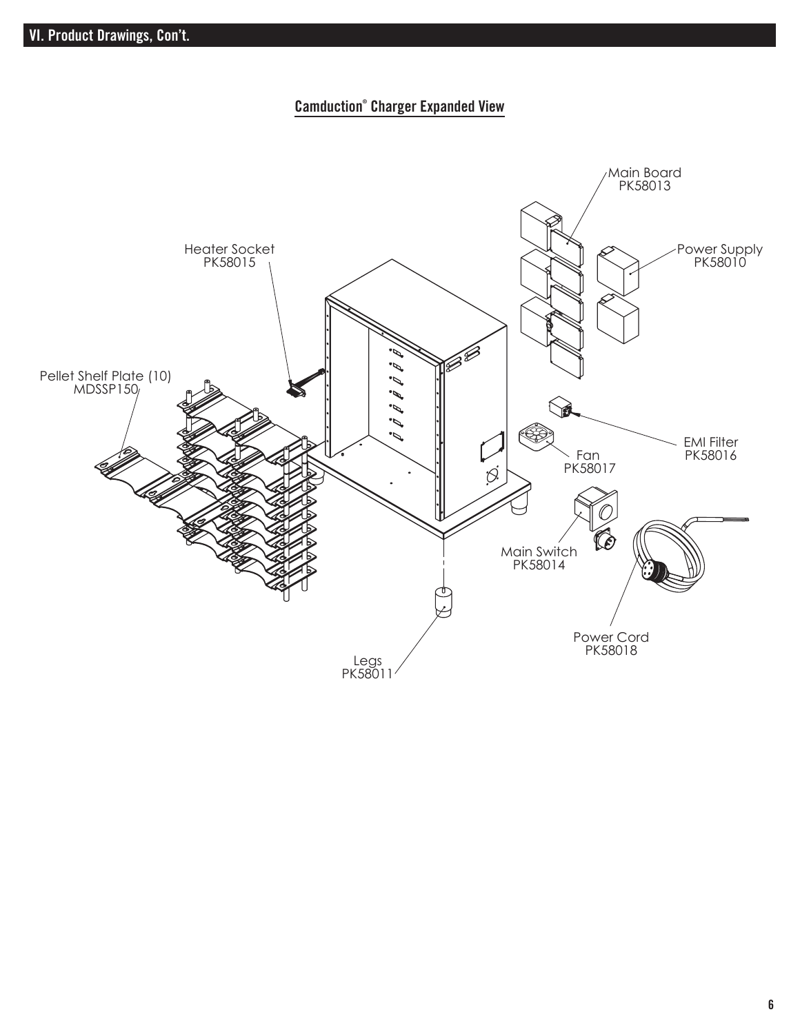## VI. Product Drawings, Con't.

### Camduction® Charger Expanded View

Main Board
PK58013

Heater Socket
PK58015

Power Supply
PK58010

Pellet Shelf Plate (10)
MDSSP150

EMI Filter
PK58016

Fan
PK58017

Main Switch
PK58014

Power Cord
PK58018

Legs
PK58011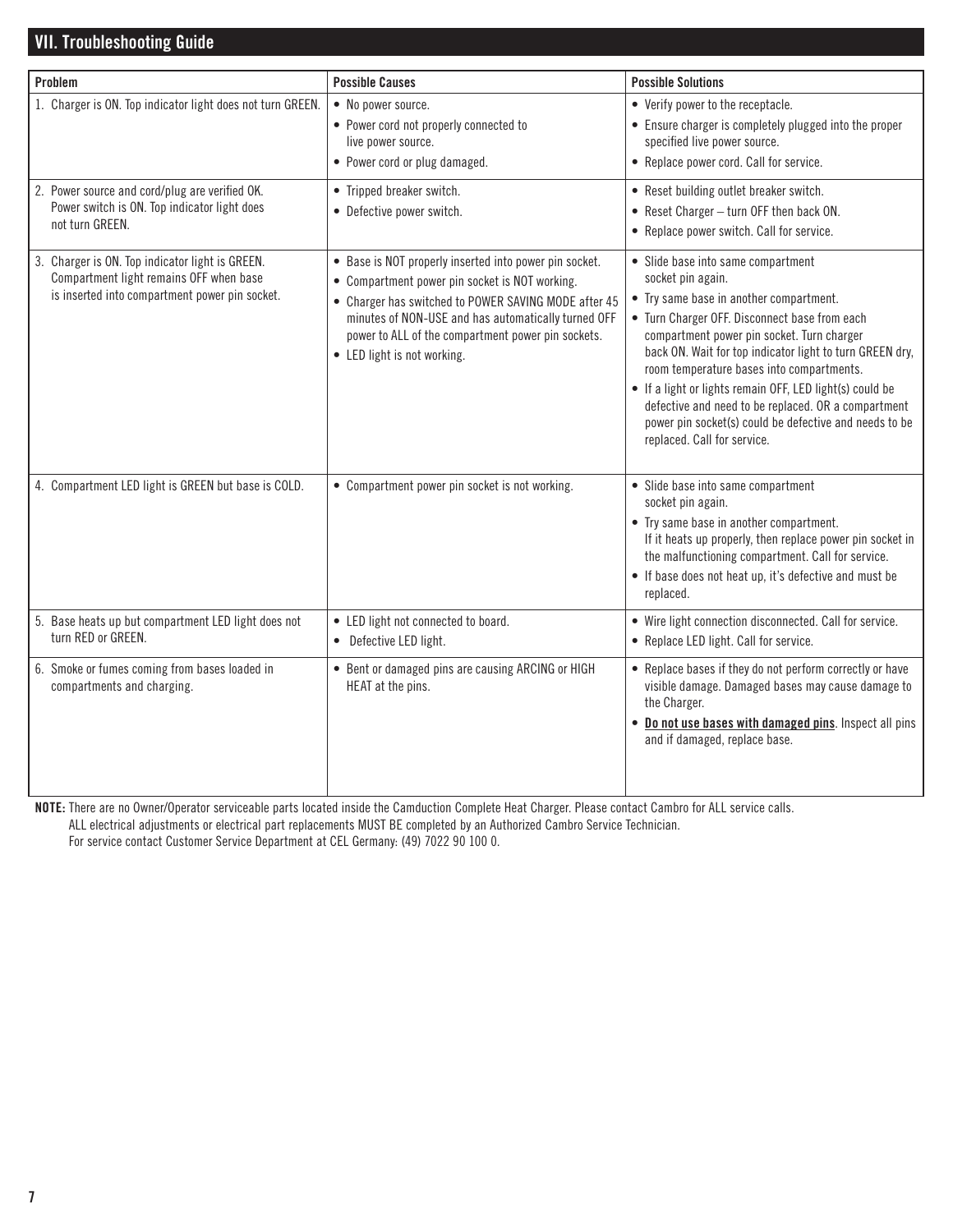## VII. Troubleshooting Guide

| Problem | Possible Causes | Possible Solutions |
|---|---|---|
| 1. Charger is ON. Top indicator light does not turn GREEN. | • No power source.<br>• Power cord not properly connected to live power source.<br>• Power cord or plug damaged. | • Verify power to the receptacle.<br>• Ensure charger is completely plugged into the proper specified live power source.<br>• Replace power cord. Call for service. |
| 2. Power source and cord/plug are verified OK. Power switch is ON. Top indicator light does not turn GREEN. | • Tripped breaker switch.<br>• Defective power switch. | • Reset building outlet breaker switch.<br>• Reset Charger – turn OFF then back ON.<br>• Replace power switch. Call for service. |
| 3. Charger is ON. Top indicator light is GREEN. Compartment light remains OFF when base is inserted into compartment power pin socket. | • Base is NOT properly inserted into power pin socket.<br>• Compartment power pin socket is NOT working.<br>• Charger has switched to POWER SAVING MODE after 45 minutes of NON-USE and has automatically turned OFF power to ALL of the compartment power pin sockets.<br>• LED light is not working. | • Slide base into same compartment socket pin again.<br>• Try same base in another compartment.<br>• Turn Charger OFF. Disconnect base from each compartment power pin socket. Turn charger back ON. Wait for top indicator light to turn GREEN dry, room temperature bases into compartments.<br>• If a light or lights remain OFF, LED light(s) could be defective and need to be replaced. OR a compartment power pin socket(s) could be defective and needs to be replaced. Call for service. |
| 4. Compartment LED light is GREEN but base is COLD. | • Compartment power pin socket is not working. | • Slide base into same compartment socket pin again.<br>• Try same base in another compartment. If it heats up properly, then replace power pin socket in the malfunctioning compartment. Call for service.<br>• If base does not heat up, it's defective and must be replaced. |
| 5. Base heats up but compartment LED light does not turn RED or GREEN. | • LED light not connected to board.<br>• Defective LED light. | • Wire light connection disconnected. Call for service.<br>• Replace LED light. Call for service. |
| 6. Smoke or fumes coming from bases loaded in compartments and charging. | • Bent or damaged pins are causing ARCING or HIGH HEAT at the pins. | • Replace bases if they do not perform correctly or have visible damage. Damaged bases may cause damage to the Charger.<br>• **Do not use bases with damaged pins**. Inspect all pins and if damaged, replace base. |

**NOTE:** There are no Owner/Operator serviceable parts located inside the Camduction Complete Heat Charger. Please contact Cambro for ALL service calls.
ALL electrical adjustments or electrical part replacements MUST BE completed by an Authorized Cambro Service Technician.
For service contact Customer Service Department at CEL Germany: (49) 7022 90 100 0.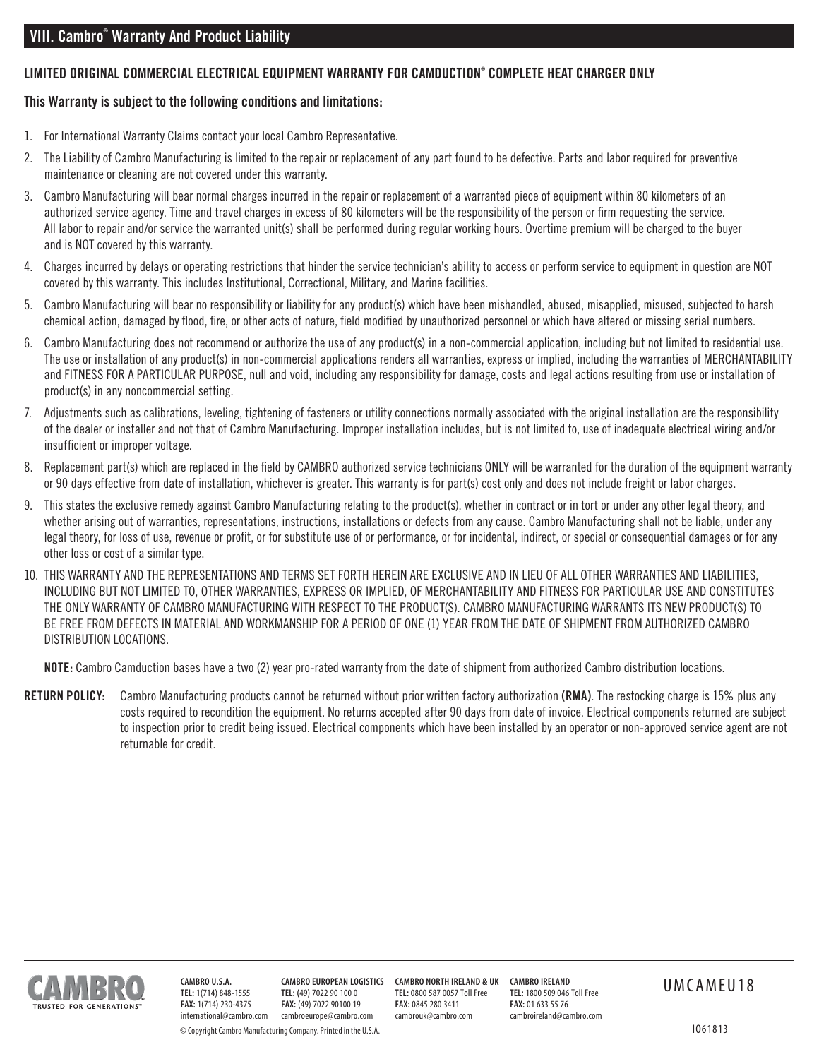## VIII. Cambro® Warranty And Product Liability

### LIMITED ORIGINAL COMMERCIAL ELECTRICAL EQUIPMENT WARRANTY FOR CAMDUCTION® COMPLETE HEAT CHARGER ONLY

**This Warranty is subject to the following conditions and limitations:**

1. For International Warranty Claims contact your local Cambro Representative.
2. The Liability of Cambro Manufacturing is limited to the repair or replacement of any part found to be defective. Parts and labor required for preventive maintenance or cleaning are not covered under this warranty.
3. Cambro Manufacturing will bear normal charges incurred in the repair or replacement of a warranted piece of equipment within 80 kilometers of an authorized service agency. Time and travel charges in excess of 80 kilometers will be the responsibility of the person or firm requesting the service. All labor to repair and/or service the warranted unit(s) shall be performed during regular working hours. Overtime premium will be charged to the buyer and is NOT covered by this warranty.
4. Charges incurred by delays or operating restrictions that hinder the service technician's ability to access or perform service to equipment in question are NOT covered by this warranty. This includes Institutional, Correctional, Military, and Marine facilities.
5. Cambro Manufacturing will bear no responsibility or liability for any product(s) which have been mishandled, abused, misapplied, misused, subjected to harsh chemical action, damaged by flood, fire, or other acts of nature, field modified by unauthorized personnel or which have altered or missing serial numbers.
6. Cambro Manufacturing does not recommend or authorize the use of any product(s) in a non-commercial application, including but not limited to residential use. The use or installation of any product(s) in non-commercial applications renders all warranties, express or implied, including the warranties of MERCHANTABILITY and FITNESS FOR A PARTICULAR PURPOSE, null and void, including any responsibility for damage, costs and legal actions resulting from use or installation of product(s) in any noncommercial setting.
7. Adjustments such as calibrations, leveling, tightening of fasteners or utility connections normally associated with the original installation are the responsibility of the dealer or installer and not that of Cambro Manufacturing. Improper installation includes, but is not limited to, use of inadequate electrical wiring and/or insufficient or improper voltage.
8. Replacement part(s) which are replaced in the field by CAMBRO authorized service technicians ONLY will be warranted for the duration of the equipment warranty or 90 days effective from date of installation, whichever is greater. This warranty is for part(s) cost only and does not include freight or labor charges.
9. This states the exclusive remedy against Cambro Manufacturing relating to the product(s), whether in contract or in tort or under any other legal theory, and whether arising out of warranties, representations, instructions, installations or defects from any cause. Cambro Manufacturing shall not be liable, under any legal theory, for loss of use, revenue or profit, or for substitute use of or performance, or for incidental, indirect, or special or consequential damages or for any other loss or cost of a similar type.
10. THIS WARRANTY AND THE REPRESENTATIONS AND TERMS SET FORTH HEREIN ARE EXCLUSIVE AND IN LIEU OF ALL OTHER WARRANTIES AND LIABILITIES, INCLUDING BUT NOT LIMITED TO, OTHER WARRANTIES, EXPRESS OR IMPLIED, OF MERCHANTABILITY AND FITNESS FOR PARTICULAR USE AND CONSTITUTES THE ONLY WARRANTY OF CAMBRO MANUFACTURING WITH RESPECT TO THE PRODUCT(S). CAMBRO MANUFACTURING WARRANTS ITS NEW PRODUCT(S) TO BE FREE FROM DEFECTS IN MATERIAL AND WORKMANSHIP FOR A PERIOD OF ONE (1) YEAR FROM THE DATE OF SHIPMENT FROM AUTHORIZED CAMBRO DISTRIBUTION LOCATIONS.

    **NOTE:** Cambro Camduction bases have a two (2) year pro-rated warranty from the date of shipment from authorized Cambro distribution locations.

**RETURN POLICY:** Cambro Manufacturing products cannot be returned without prior written factory authorization **(RMA)**. The restocking charge is 15% plus any costs required to recondition the equipment. No returns accepted after 90 days from date of invoice. Electrical components returned are subject to inspection prior to credit being issued. Electrical components which have been installed by an operator or non-approved service agent are not returnable for credit.

CAMBRO TRUSTED FOR GENERATIONS™

**CAMBRO U.S.A.**
**TEL:** 1(714) 848-1555
**FAX:** 1(714) 230-4375
international@cambro.com

**CAMBRO EUROPEAN LOGISTICS**
**TEL:** (49) 7022 90 100 0
**FAX:** (49) 7022 90100 19
cambroeurope@cambro.com

**CAMBRO NORTH IRELAND & UK**
**TEL:** 0800 587 0057 Toll Free
**FAX:** 0845 280 3411
cambrouk@cambro.com

**CAMBRO IRELAND**
**TEL:** 1800 509 046 Toll Free
**FAX:** 01 633 55 76
cambroireland@cambro.com

UMCAMEU18

© Copyright Cambro Manufacturing Company. Printed in the U.S.A.

I061813